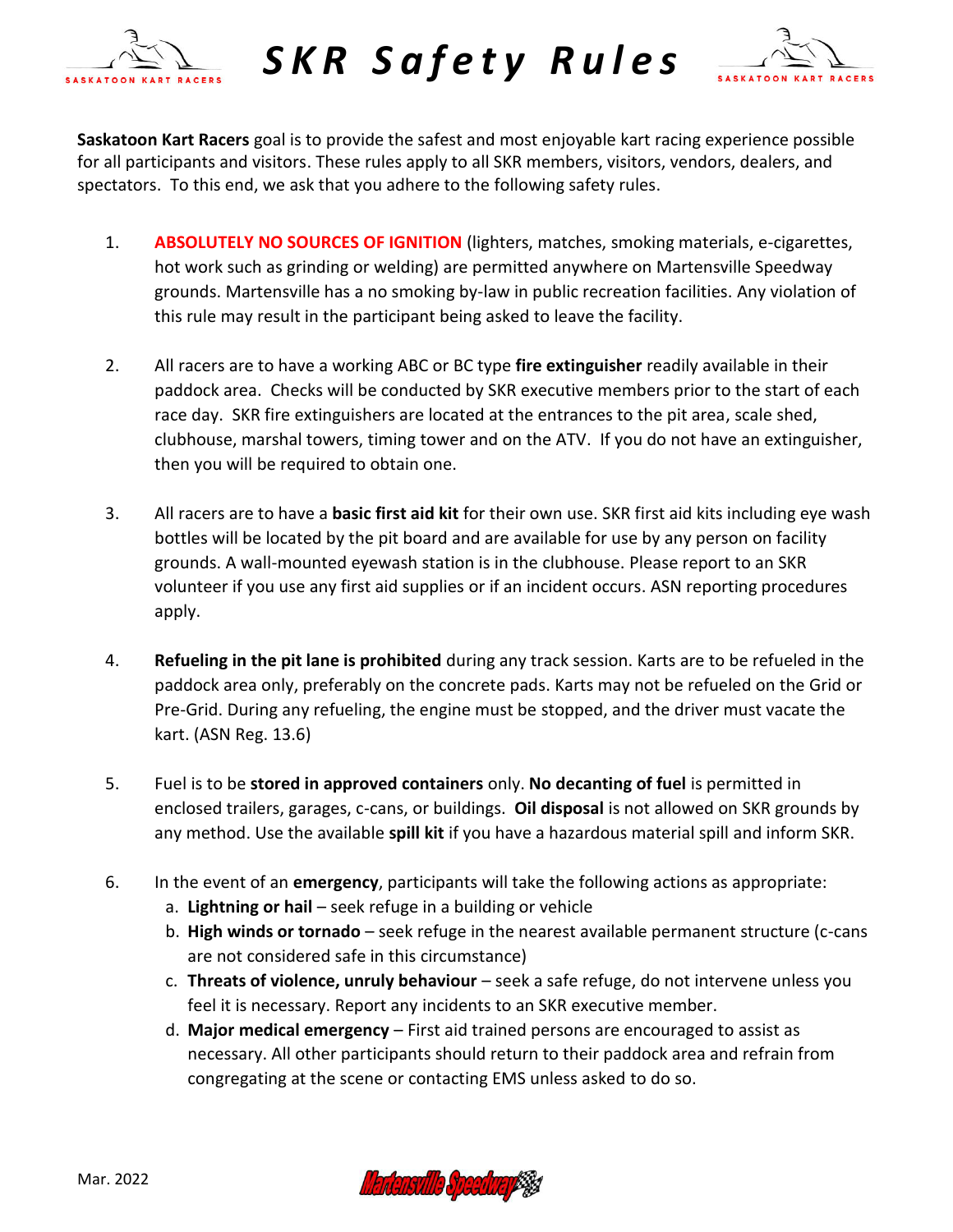# SKR Safety Rules

**Saskatoon Kart Racers** goal is to provide the safest and most enjoyable kart racing experience possible for all participants and visitors. These rules apply to all SKR members, visitors, vendors, dealers, and spectators. To this end, we ask that you adhere to the following safety rules.

1. **ABSOLUTELY NO SOURCES OF IGNITION** (lighters, matches, smoking materials, e-cigarettes, hot work such as grinding or welding) are permitted anywhere on Martensville Speedway grounds. Martensville has a no smoking by-law in public recreation facilities. Any violation of this rule may result in the participant being asked to leave the facility.

2. All racers are to have a working ABC or BC type **fire extinguisher** readily available in their paddock area. Checks will be conducted by SKR executive members prior to the start of each race day. SKR fire extinguishers are located at the entrances to the pit area, scale shed, clubhouse, marshal towers, timing tower and on the ATV. If you do not have an extinguisher, then you will be required to obtain one.

3. All racers are to have a **basic first aid kit** for their own use. SKR first aid kits including eye wash bottles will be located by the pit board and are available for use by any person on facility grounds. A wall-mounted eyewash station is in the clubhouse. Please report to an SKR volunteer if you use any first aid supplies or if an incident occurs. ASN reporting procedures apply.

4. **Refueling in the pit lane is prohibited** during any track session. Karts are to be refueled in the paddock area only, preferably on the concrete pads. Karts may not be refueled on the Grid or Pre-Grid. During any refueling, the engine must be stopped, and the driver must vacate the kart. (ASN Reg. 13.6)

5. Fuel is to be **stored in approved containers** only. **No decanting of fuel** is permitted in enclosed trailers, garages, c-cans, or buildings. **Oil disposal** is not allowed on SKR grounds by any method. Use the available **spill kit** if you have a hazardous material spill and inform SKR.

6. In the event of an **emergency**, participants will take the following actions as appropriate:
   a. **Lightning or hail** – seek refuge in a building or vehicle
   b. **High winds or tornado** – seek refuge in the nearest available permanent structure (c-cans are not considered safe in this circumstance)
   c. **Threats of violence, unruly behaviour** – seek a safe refuge, do not intervene unless you feel it is necessary. Report any incidents to an SKR executive member.
   d. **Major medical emergency** – First aid trained persons are encouraged to assist as necessary. All other participants should return to their paddock area and refrain from congregating at the scene or contacting EMS unless asked to do so.

Mar. 2022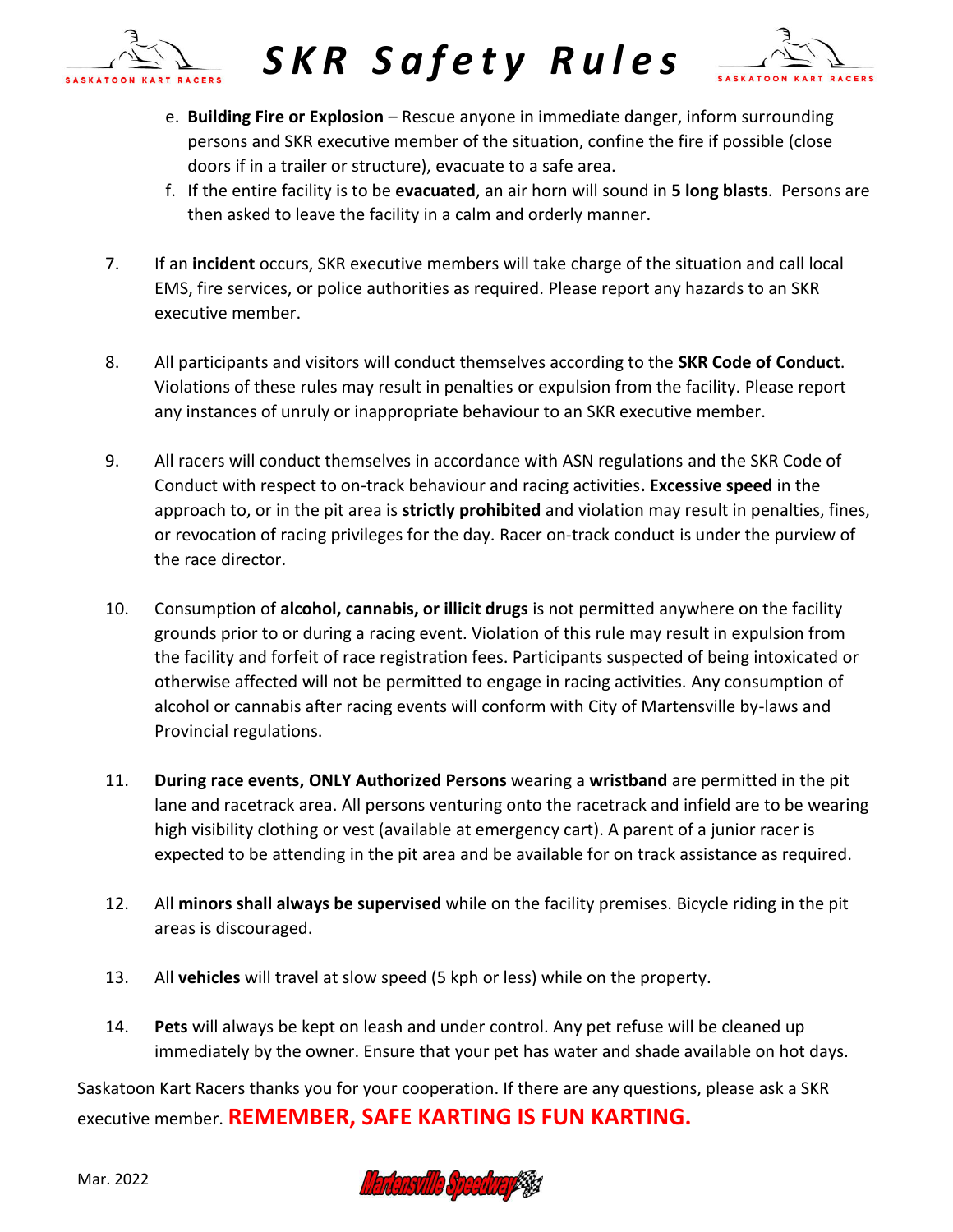e. **Building Fire or Explosion** – Rescue anyone in immediate danger, inform surrounding persons and SKR executive member of the situation, confine the fire if possible (close doors if in a trailer or structure), evacuate to a safe area.

f. If the entire facility is to be **evacuated**, an air horn will sound in **5 long blasts**. Persons are then asked to leave the facility in a calm and orderly manner.

7. If an **incident** occurs, SKR executive members will take charge of the situation and call local EMS, fire services, or police authorities as required. Please report any hazards to an SKR executive member.

8. All participants and visitors will conduct themselves according to the **SKR Code of Conduct**. Violations of these rules may result in penalties or expulsion from the facility. Please report any instances of unruly or inappropriate behaviour to an SKR executive member.

9. All racers will conduct themselves in accordance with ASN regulations and the SKR Code of Conduct with respect to on-track behaviour and racing activities**. Excessive speed** in the approach to, or in the pit area is **strictly prohibited** and violation may result in penalties, fines, or revocation of racing privileges for the day. Racer on-track conduct is under the purview of the race director.

10. Consumption of **alcohol, cannabis, or illicit drugs** is not permitted anywhere on the facility grounds prior to or during a racing event. Violation of this rule may result in expulsion from the facility and forfeit of race registration fees. Participants suspected of being intoxicated or otherwise affected will not be permitted to engage in racing activities. Any consumption of alcohol or cannabis after racing events will conform with City of Martensville by-laws and Provincial regulations.

11. **During race events, ONLY Authorized Persons** wearing a **wristband** are permitted in the pit lane and racetrack area. All persons venturing onto the racetrack and infield are to be wearing high visibility clothing or vest (available at emergency cart). A parent of a junior racer is expected to be attending in the pit area and be available for on track assistance as required.

12. All **minors shall always be supervised** while on the facility premises. Bicycle riding in the pit areas is discouraged.

13. All **vehicles** will travel at slow speed (5 kph or less) while on the property.

14. **Pets** will always be kept on leash and under control. Any pet refuse will be cleaned up immediately by the owner. Ensure that your pet has water and shade available on hot days.

Saskatoon Kart Racers thanks you for your cooperation. If there are any questions, please ask a SKR executive member. **REMEMBER, SAFE KARTING IS FUN KARTING.**

Mar. 2022

Martensville Speedway